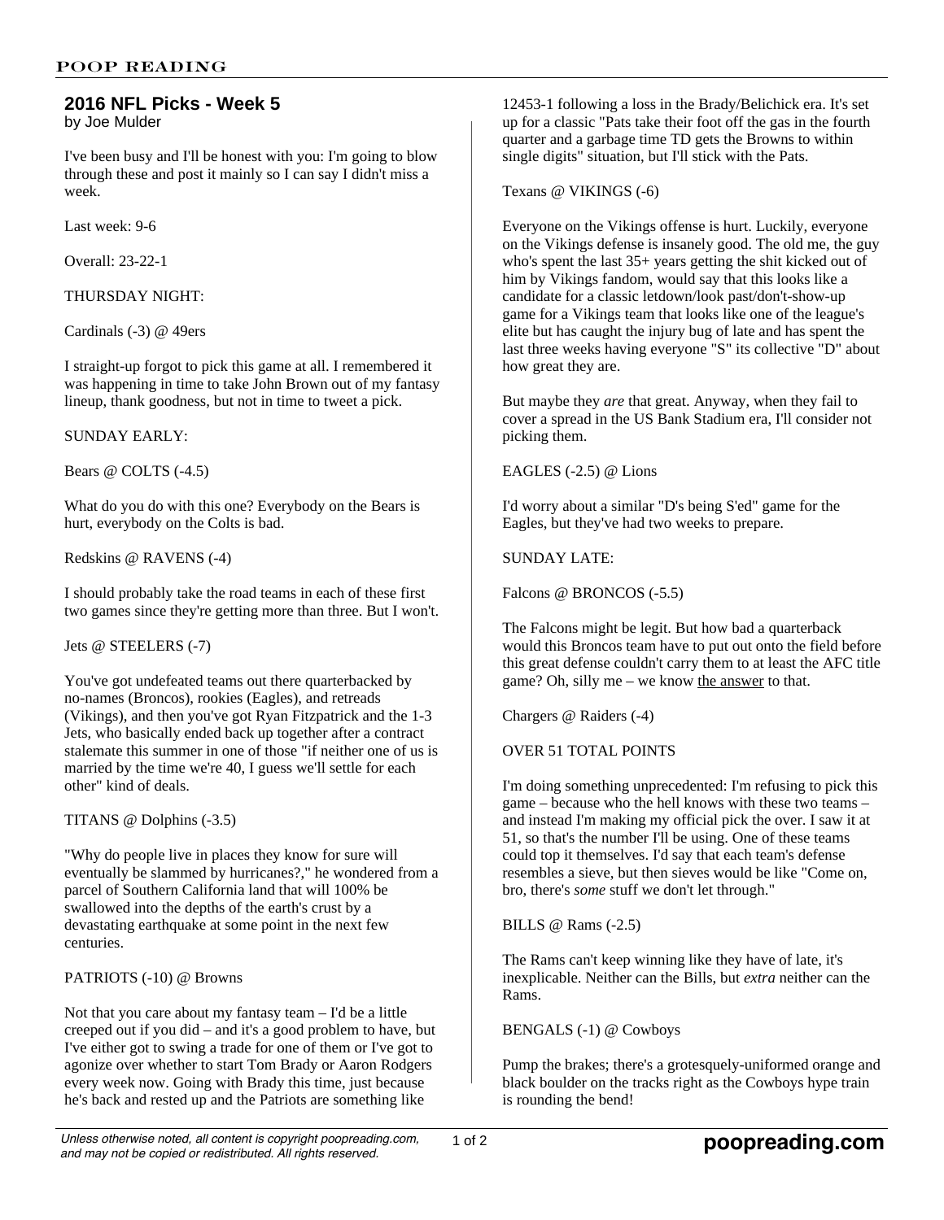## 2016 NFL Picks - Week 5

by Joe Mulder

I've been busy and I'll be honest with you: I'm going to blow through these and post it mainly so I can say I didn't miss a week.

Last week: 9-6

Overall: 23-22-1

THURSDAY NIGHT:

Cardinals (-3) @ 49ers

I straight-up forgot to pick this game at all. I remembered it was happening in time to take John Brown out of my fantasy lineup, thank goodness, but not in time to tweet a pick.

SUNDAY EARLY:

Bears @ COLTS (-4.5)

What do you do with this one? Everybody on the Bears is hurt, everybody on the Colts is bad.

Redskins @ RAVENS (-4)

I should probably take the road teams in each of these first two games since they're getting more than three. But I won't.

Jets @ STEELERS (-7)

You've got undefeated teams out there quarterbacked by no-names (Broncos), rookies (Eagles), and retreads (Vikings), and then you've got Ryan Fitzpatrick and the 1-3 Jets, who basically ended back up together after a contract stalemate this summer in one of those "if neither one of us is married by the time we're 40, I guess we'll settle for each other" kind of deals.

TITANS @ Dolphins (-3.5)

"Why do people live in places they know for sure will eventually be slammed by hurricanes?," he wondered from a parcel of Southern California land that will 100% be swallowed into the depths of the earth's crust by a devastating earthquake at some point in the next few centuries.

PATRIOTS (-10) @ Browns

Not that you care about my fantasy team – I'd be a little creeped out if you did – and it's a good problem to have, but I've either got to swing a trade for one of them or I've got to agonize over whether to start Tom Brady or Aaron Rodgers every week now. Going with Brady this time, just because he's back and rested up and the Patriots are something like 12453-1 following a loss in the Brady/Belichick era. It's set up for a classic "Pats take their foot off the gas in the fourth quarter and a garbage time TD gets the Browns to within single digits" situation, but I'll stick with the Pats.

Texans @ VIKINGS (-6)

Everyone on the Vikings offense is hurt. Luckily, everyone on the Vikings defense is insanely good. The old me, the guy who's spent the last 35+ years getting the shit kicked out of him by Vikings fandom, would say that this looks like a candidate for a classic letdown/look past/don't-show-up game for a Vikings team that looks like one of the league's elite but has caught the injury bug of late and has spent the last three weeks having everyone "S" its collective "D" about how great they are.

But maybe they *are* that great. Anyway, when they fail to cover a spread in the US Bank Stadium era, I'll consider not picking them.

EAGLES (-2.5) @ Lions

I'd worry about a similar "D's being S'ed" game for the Eagles, but they've had two weeks to prepare.

SUNDAY LATE:

Falcons @ BRONCOS (-5.5)

The Falcons might be legit. But how bad a quarterback would this Broncos team have to put out onto the field before this great defense couldn't carry them to at least the AFC title game? Oh, silly me – we know the answer to that.

Chargers @ Raiders (-4)

OVER 51 TOTAL POINTS

I'm doing something unprecedented: I'm refusing to pick this game – because who the hell knows with these two teams – and instead I'm making my official pick the over. I saw it at 51, so that's the number I'll be using. One of these teams could top it themselves. I'd say that each team's defense resembles a sieve, but then sieves would be like "Come on, bro, there's *some* stuff we don't let through."

BILLS @ Rams (-2.5)

The Rams can't keep winning like they have of late, it's inexplicable. Neither can the Bills, but *extra* neither can the Rams.

BENGALS (-1) @ Cowboys

Pump the brakes; there's a grotesquely-uniformed orange and black boulder on the tracks right as the Cowboys hype train is rounding the bend!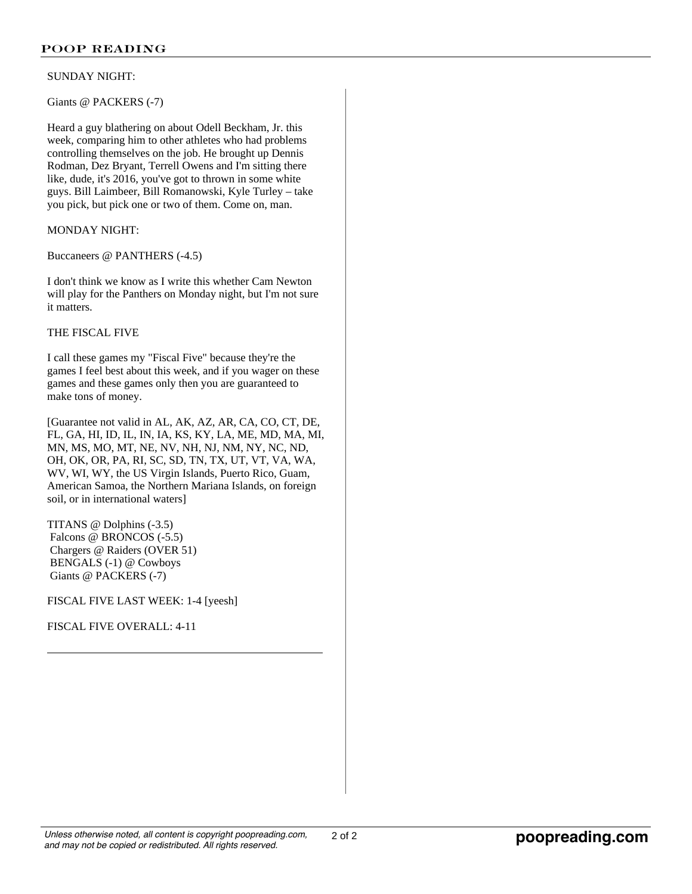SUNDAY NIGHT:

Giants @ PACKERS (-7)

Heard a guy blathering on about Odell Beckham, Jr. this week, comparing him to other athletes who had problems controlling themselves on the job. He brought up Dennis Rodman, Dez Bryant, Terrell Owens and I'm sitting there like, dude, it's 2016, you've got to thrown in some white guys. Bill Laimbeer, Bill Romanowski, Kyle Turley – take you pick, but pick one or two of them. Come on, man.

MONDAY NIGHT:

Buccaneers @ PANTHERS (-4.5)

I don't think we know as I write this whether Cam Newton will play for the Panthers on Monday night, but I'm not sure it matters.

THE FISCAL FIVE

I call these games my "Fiscal Five" because they're the games I feel best about this week, and if you wager on these games and these games only then you are guaranteed to make tons of money.

[Guarantee not valid in AL, AK, AZ, AR, CA, CO, CT, DE, FL, GA, HI, ID, IL, IN, IA, KS, KY, LA, ME, MD, MA, MI, MN, MS, MO, MT, NE, NV, NH, NJ, NM, NY, NC, ND, OH, OK, OR, PA, RI, SC, SD, TN, TX, UT, VT, VA, WA, WV, WI, WY, the US Virgin Islands, Puerto Rico, Guam, American Samoa, the Northern Mariana Islands, on foreign soil, or in international waters]

TITANS @ Dolphins (-3.5)
Falcons @ BRONCOS (-5.5)
Chargers @ Raiders (OVER 51)
BENGALS (-1) @ Cowboys
Giants @ PACKERS (-7)

FISCAL FIVE LAST WEEK: 1-4 [yeesh]

FISCAL FIVE OVERALL: 4-11